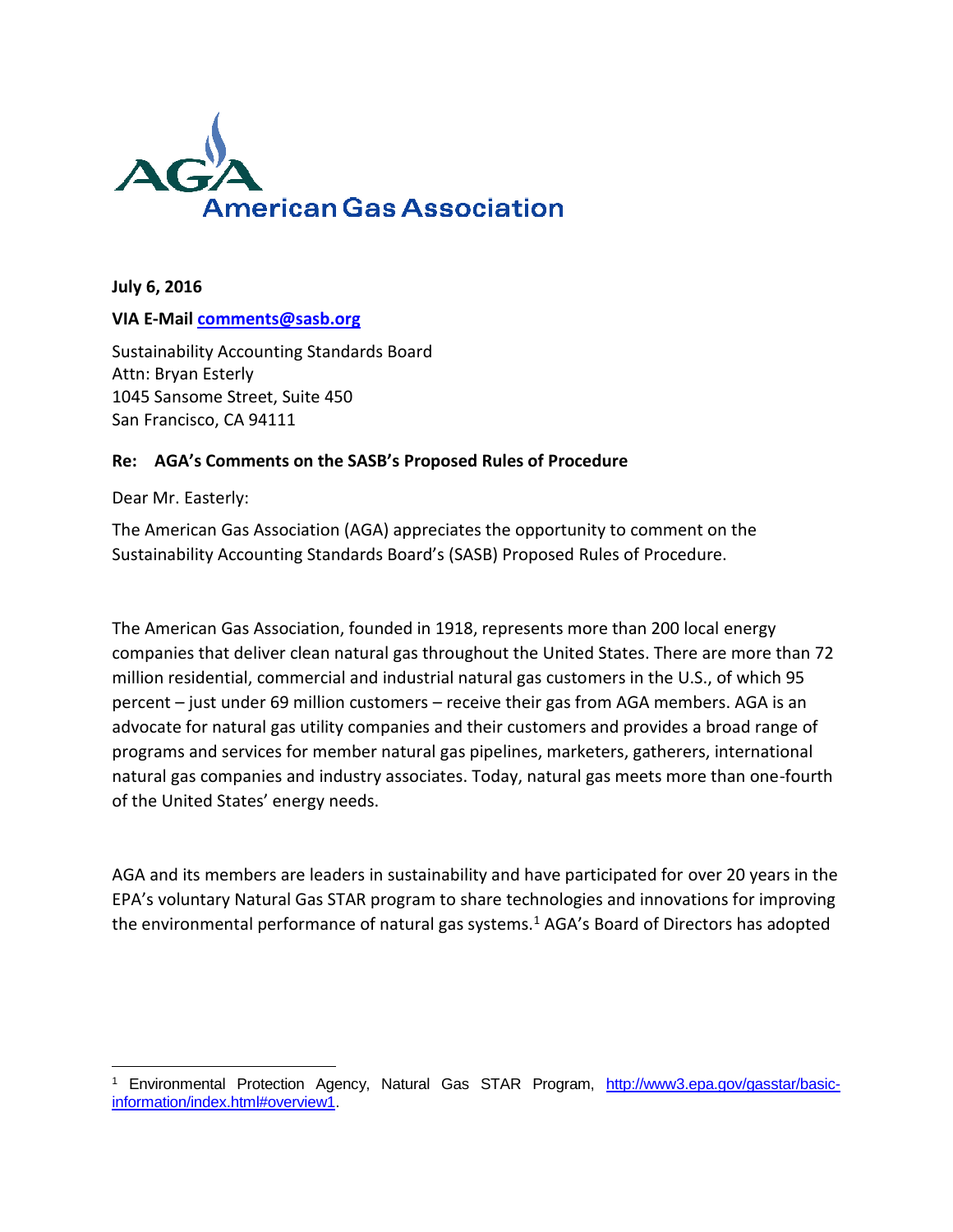AGA American Gas Association

**July 6, 2016**

**VIA E-Mail comments@sasb.org**

Sustainability Accounting Standards Board
Attn: Bryan Esterly
1045 Sansome Street, Suite 450
San Francisco, CA 94111

**Re: AGA's Comments on the SASB's Proposed Rules of Procedure**

Dear Mr. Easterly:

The American Gas Association (AGA) appreciates the opportunity to comment on the Sustainability Accounting Standards Board's (SASB) Proposed Rules of Procedure.

The American Gas Association, founded in 1918, represents more than 200 local energy companies that deliver clean natural gas throughout the United States. There are more than 72 million residential, commercial and industrial natural gas customers in the U.S., of which 95 percent – just under 69 million customers – receive their gas from AGA members. AGA is an advocate for natural gas utility companies and their customers and provides a broad range of programs and services for member natural gas pipelines, marketers, gatherers, international natural gas companies and industry associates. Today, natural gas meets more than one-fourth of the United States' energy needs.

AGA and its members are leaders in sustainability and have participated for over 20 years in the EPA's voluntary Natural Gas STAR program to share technologies and innovations for improving the environmental performance of natural gas systems.[1] AGA's Board of Directors has adopted

[1] Environmental Protection Agency, Natural Gas STAR Program, http://www3.epa.gov/gasstar/basic-information/index.html#overview1.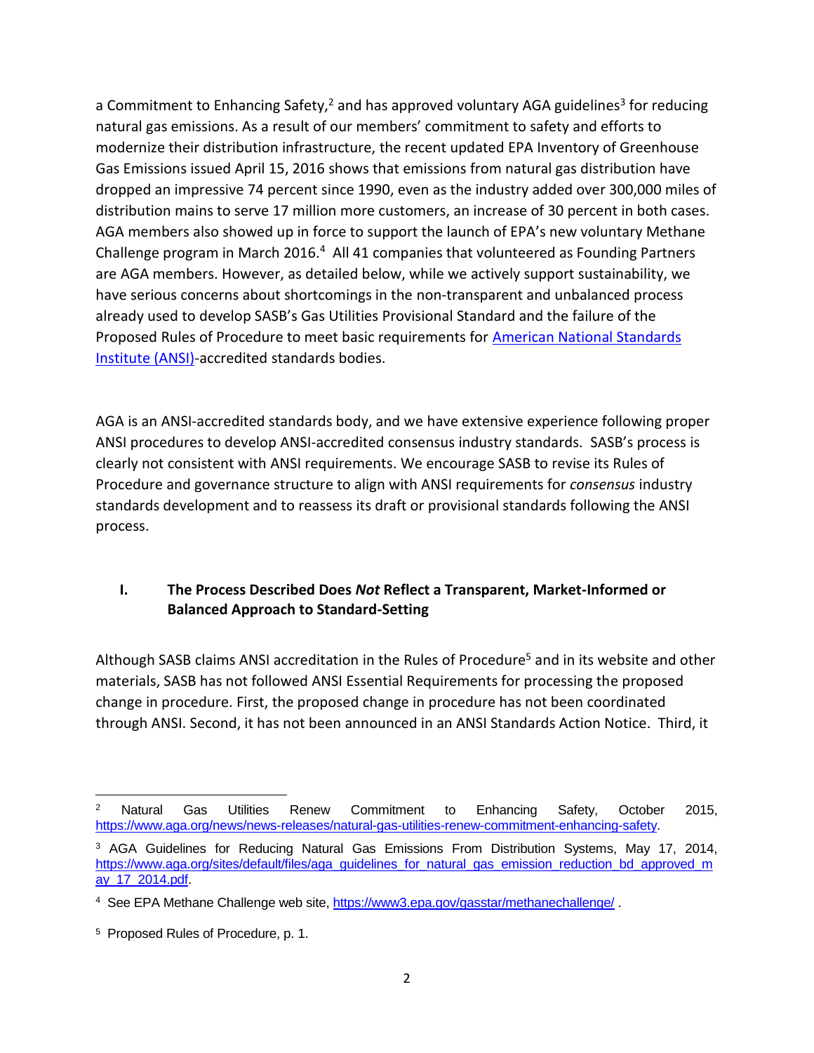a Commitment to Enhancing Safety,[2] and has approved voluntary AGA guidelines[3] for reducing natural gas emissions. As a result of our members' commitment to safety and efforts to modernize their distribution infrastructure, the recent updated EPA Inventory of Greenhouse Gas Emissions issued April 15, 2016 shows that emissions from natural gas distribution have dropped an impressive 74 percent since 1990, even as the industry added over 300,000 miles of distribution mains to serve 17 million more customers, an increase of 30 percent in both cases. AGA members also showed up in force to support the launch of EPA's new voluntary Methane Challenge program in March 2016.[4] All 41 companies that volunteered as Founding Partners are AGA members. However, as detailed below, while we actively support sustainability, we have serious concerns about shortcomings in the non-transparent and unbalanced process already used to develop SASB's Gas Utilities Provisional Standard and the failure of the Proposed Rules of Procedure to meet basic requirements for [American National Standards Institute (ANSI)]-accredited standards bodies.

AGA is an ANSI-accredited standards body, and we have extensive experience following proper ANSI procedures to develop ANSI-accredited consensus industry standards. SASB's process is clearly not consistent with ANSI requirements. We encourage SASB to revise its Rules of Procedure and governance structure to align with ANSI requirements for *consensus* industry standards development and to reassess its draft or provisional standards following the ANSI process.

## I. The Process Described Does *Not* Reflect a Transparent, Market-Informed or Balanced Approach to Standard-Setting

Although SASB claims ANSI accreditation in the Rules of Procedure[5] and in its website and other materials, SASB has not followed ANSI Essential Requirements for processing the proposed change in procedure. First, the proposed change in procedure has not been coordinated through ANSI. Second, it has not been announced in an ANSI Standards Action Notice. Third, it

---

[2] Natural Gas Utilities Renew Commitment to Enhancing Safety, October 2015, https://www.aga.org/news/news-releases/natural-gas-utilities-renew-commitment-enhancing-safety.

[3] AGA Guidelines for Reducing Natural Gas Emissions From Distribution Systems, May 17, 2014, https://www.aga.org/sites/default/files/aga_guidelines_for_natural_gas_emission_reduction_bd_approved_may_17_2014.pdf.

[4] See EPA Methane Challenge web site, https://www3.epa.gov/gasstar/methanechallenge/ .

[5] Proposed Rules of Procedure, p. 1.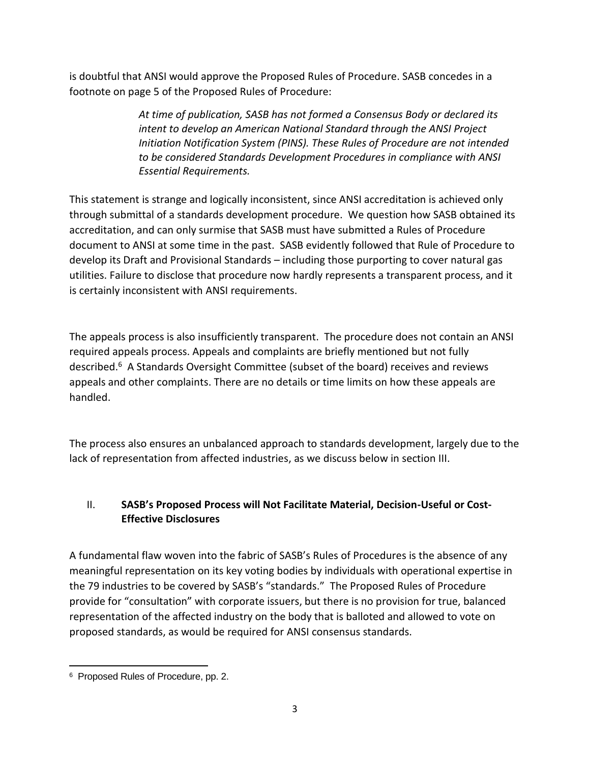is doubtful that ANSI would approve the Proposed Rules of Procedure. SASB concedes in a footnote on page 5 of the Proposed Rules of Procedure:

> *At time of publication, SASB has not formed a Consensus Body or declared its intent to develop an American National Standard through the ANSI Project Initiation Notification System (PINS). These Rules of Procedure are not intended to be considered Standards Development Procedures in compliance with ANSI Essential Requirements.*

This statement is strange and logically inconsistent, since ANSI accreditation is achieved only through submittal of a standards development procedure. We question how SASB obtained its accreditation, and can only surmise that SASB must have submitted a Rules of Procedure document to ANSI at some time in the past. SASB evidently followed that Rule of Procedure to develop its Draft and Provisional Standards – including those purporting to cover natural gas utilities. Failure to disclose that procedure now hardly represents a transparent process, and it is certainly inconsistent with ANSI requirements.

The appeals process is also insufficiently transparent. The procedure does not contain an ANSI required appeals process. Appeals and complaints are briefly mentioned but not fully described.[6] A Standards Oversight Committee (subset of the board) receives and reviews appeals and other complaints. There are no details or time limits on how these appeals are handled.

The process also ensures an unbalanced approach to standards development, largely due to the lack of representation from affected industries, as we discuss below in section III.

## II. SASB's Proposed Process will Not Facilitate Material, Decision-Useful or Cost-Effective Disclosures

A fundamental flaw woven into the fabric of SASB's Rules of Procedures is the absence of any meaningful representation on its key voting bodies by individuals with operational expertise in the 79 industries to be covered by SASB's "standards." The Proposed Rules of Procedure provide for "consultation" with corporate issuers, but there is no provision for true, balanced representation of the affected industry on the body that is balloted and allowed to vote on proposed standards, as would be required for ANSI consensus standards.

---

[6] Proposed Rules of Procedure, pp. 2.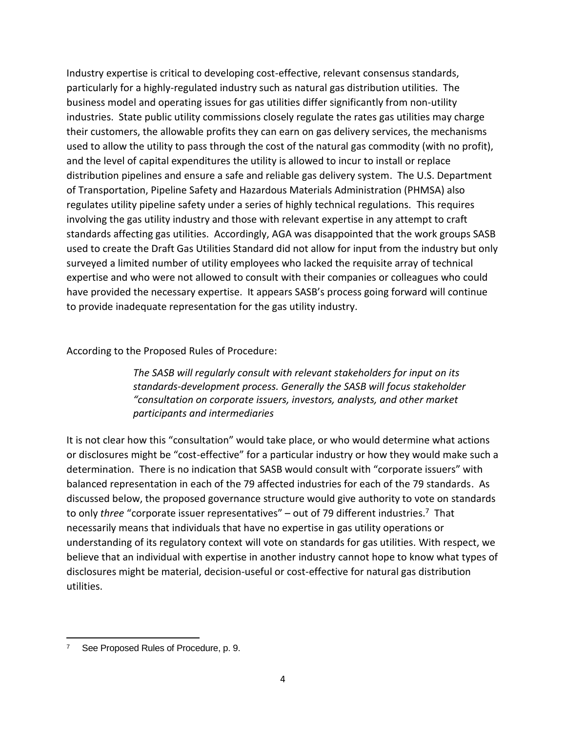Industry expertise is critical to developing cost-effective, relevant consensus standards, particularly for a highly-regulated industry such as natural gas distribution utilities. The business model and operating issues for gas utilities differ significantly from non-utility industries. State public utility commissions closely regulate the rates gas utilities may charge their customers, the allowable profits they can earn on gas delivery services, the mechanisms used to allow the utility to pass through the cost of the natural gas commodity (with no profit), and the level of capital expenditures the utility is allowed to incur to install or replace distribution pipelines and ensure a safe and reliable gas delivery system. The U.S. Department of Transportation, Pipeline Safety and Hazardous Materials Administration (PHMSA) also regulates utility pipeline safety under a series of highly technical regulations. This requires involving the gas utility industry and those with relevant expertise in any attempt to craft standards affecting gas utilities. Accordingly, AGA was disappointed that the work groups SASB used to create the Draft Gas Utilities Standard did not allow for input from the industry but only surveyed a limited number of utility employees who lacked the requisite array of technical expertise and who were not allowed to consult with their companies or colleagues who could have provided the necessary expertise. It appears SASB's process going forward will continue to provide inadequate representation for the gas utility industry.

According to the Proposed Rules of Procedure:

> *The SASB will regularly consult with relevant stakeholders for input on its standards-development process. Generally the SASB will focus stakeholder "consultation on corporate issuers, investors, analysts, and other market participants and intermediaries*

It is not clear how this "consultation" would take place, or who would determine what actions or disclosures might be "cost-effective" for a particular industry or how they would make such a determination. There is no indication that SASB would consult with "corporate issuers" with balanced representation in each of the 79 affected industries for each of the 79 standards. As discussed below, the proposed governance structure would give authority to vote on standards to only *three* "corporate issuer representatives" – out of 79 different industries.[7] That necessarily means that individuals that have no expertise in gas utility operations or understanding of its regulatory context will vote on standards for gas utilities. With respect, we believe that an individual with expertise in another industry cannot hope to know what types of disclosures might be material, decision-useful or cost-effective for natural gas distribution utilities.

[7] See Proposed Rules of Procedure, p. 9.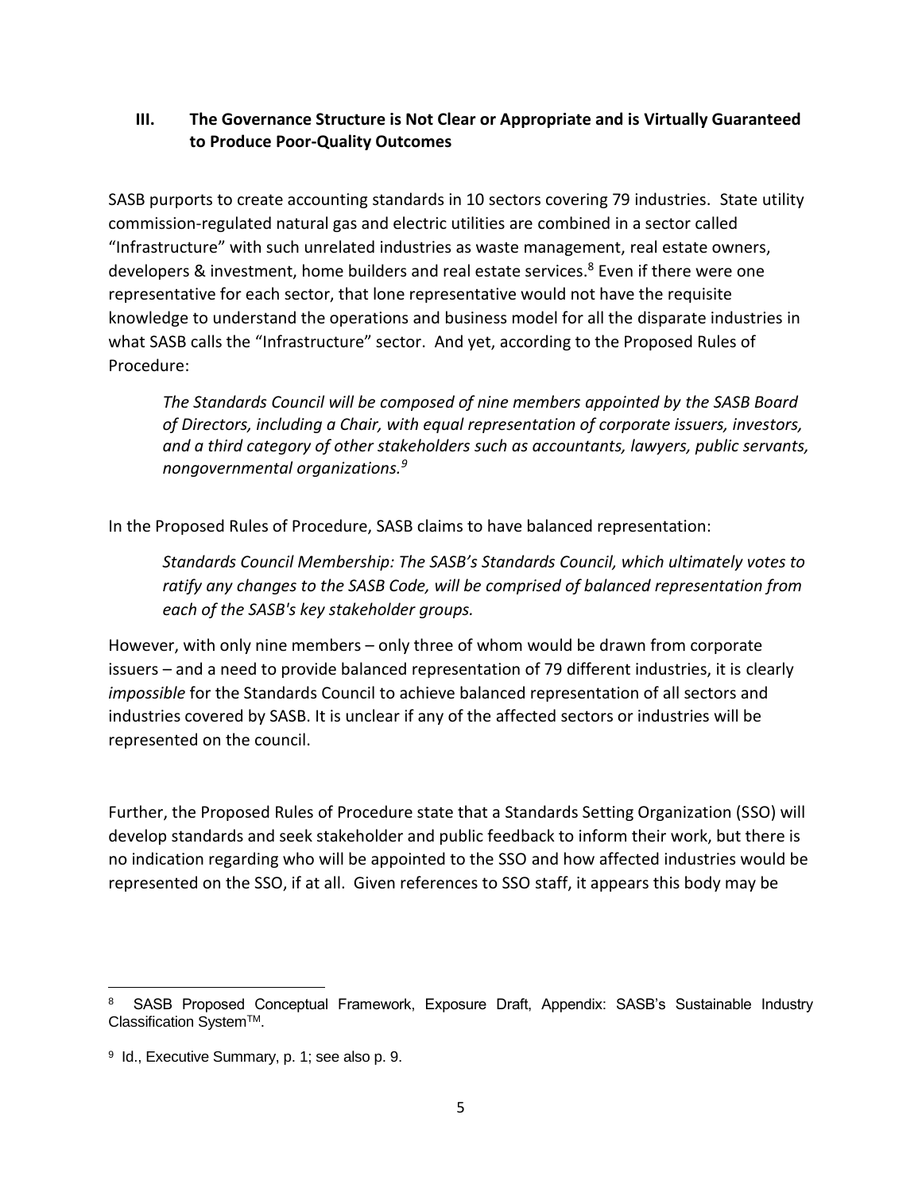### III. The Governance Structure is Not Clear or Appropriate and is Virtually Guaranteed to Produce Poor-Quality Outcomes

SASB purports to create accounting standards in 10 sectors covering 79 industries. State utility commission-regulated natural gas and electric utilities are combined in a sector called "Infrastructure" with such unrelated industries as waste management, real estate owners, developers & investment, home builders and real estate services.[8] Even if there were one representative for each sector, that lone representative would not have the requisite knowledge to understand the operations and business model for all the disparate industries in what SASB calls the "Infrastructure" sector. And yet, according to the Proposed Rules of Procedure:

> *The Standards Council will be composed of nine members appointed by the SASB Board of Directors, including a Chair, with equal representation of corporate issuers, investors, and a third category of other stakeholders such as accountants, lawyers, public servants, nongovernmental organizations.*[9]

In the Proposed Rules of Procedure, SASB claims to have balanced representation:

> *Standards Council Membership: The SASB's Standards Council, which ultimately votes to ratify any changes to the SASB Code, will be comprised of balanced representation from each of the SASB's key stakeholder groups.*

However, with only nine members – only three of whom would be drawn from corporate issuers – and a need to provide balanced representation of 79 different industries, it is clearly *impossible* for the Standards Council to achieve balanced representation of all sectors and industries covered by SASB. It is unclear if any of the affected sectors or industries will be represented on the council.

Further, the Proposed Rules of Procedure state that a Standards Setting Organization (SSO) will develop standards and seek stakeholder and public feedback to inform their work, but there is no indication regarding who will be appointed to the SSO and how affected industries would be represented on the SSO, if at all. Given references to SSO staff, it appears this body may be

---

[8] SASB Proposed Conceptual Framework, Exposure Draft, Appendix: SASB's Sustainable Industry Classification System™.

[9] Id., Executive Summary, p. 1; see also p. 9.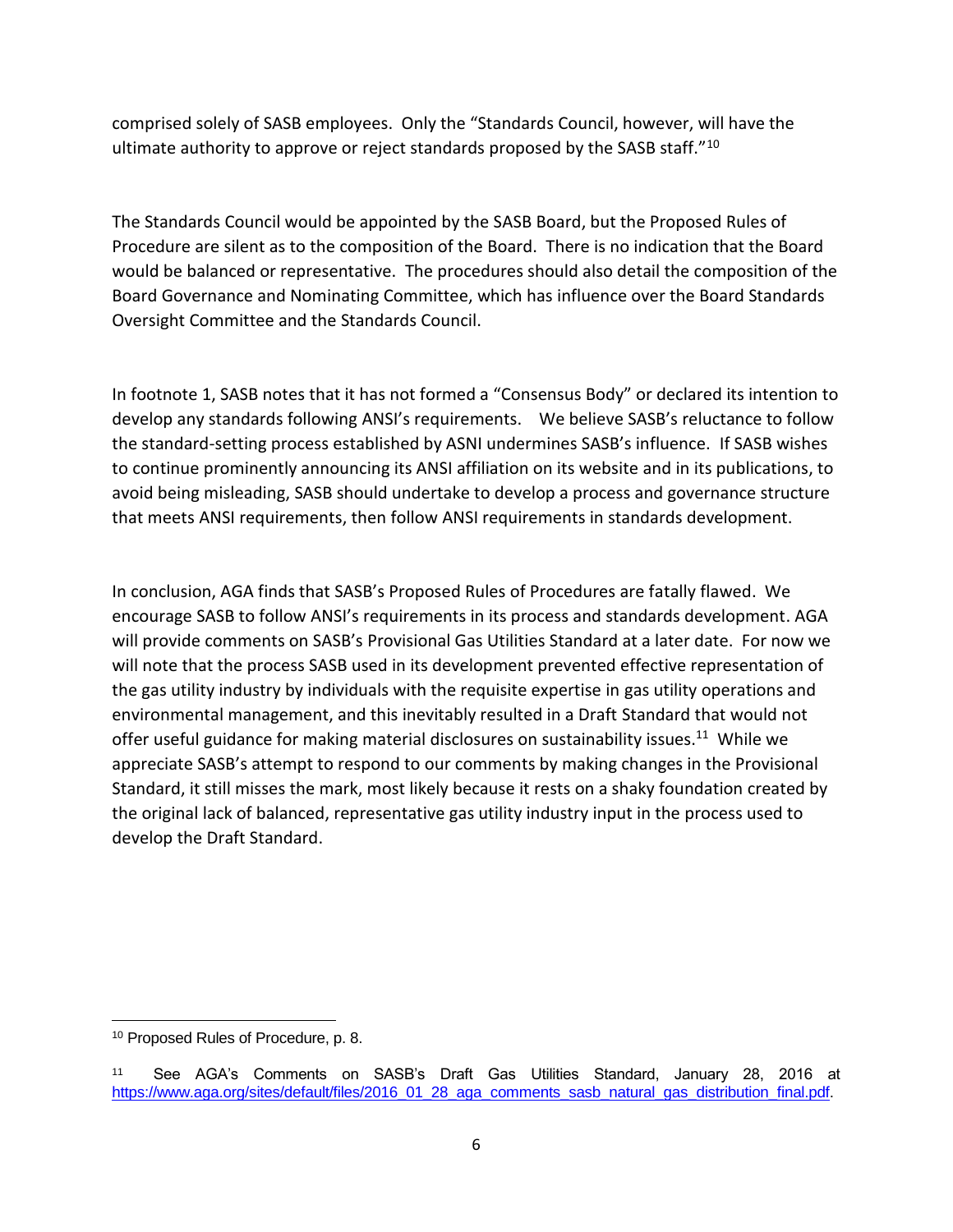comprised solely of SASB employees. Only the "Standards Council, however, will have the ultimate authority to approve or reject standards proposed by the SASB staff."[10]

The Standards Council would be appointed by the SASB Board, but the Proposed Rules of Procedure are silent as to the composition of the Board. There is no indication that the Board would be balanced or representative. The procedures should also detail the composition of the Board Governance and Nominating Committee, which has influence over the Board Standards Oversight Committee and the Standards Council.

In footnote 1, SASB notes that it has not formed a "Consensus Body" or declared its intention to develop any standards following ANSI's requirements. We believe SASB's reluctance to follow the standard-setting process established by ASNI undermines SASB's influence. If SASB wishes to continue prominently announcing its ANSI affiliation on its website and in its publications, to avoid being misleading, SASB should undertake to develop a process and governance structure that meets ANSI requirements, then follow ANSI requirements in standards development.

In conclusion, AGA finds that SASB's Proposed Rules of Procedures are fatally flawed. We encourage SASB to follow ANSI's requirements in its process and standards development. AGA will provide comments on SASB's Provisional Gas Utilities Standard at a later date. For now we will note that the process SASB used in its development prevented effective representation of the gas utility industry by individuals with the requisite expertise in gas utility operations and environmental management, and this inevitably resulted in a Draft Standard that would not offer useful guidance for making material disclosures on sustainability issues.[11] While we appreciate SASB's attempt to respond to our comments by making changes in the Provisional Standard, it still misses the mark, most likely because it rests on a shaky foundation created by the original lack of balanced, representative gas utility industry input in the process used to develop the Draft Standard.

---

[10] Proposed Rules of Procedure, p. 8.

[11] See AGA's Comments on SASB's Draft Gas Utilities Standard, January 28, 2016 at https://www.aga.org/sites/default/files/2016_01_28_aga_comments_sasb_natural_gas_distribution_final.pdf.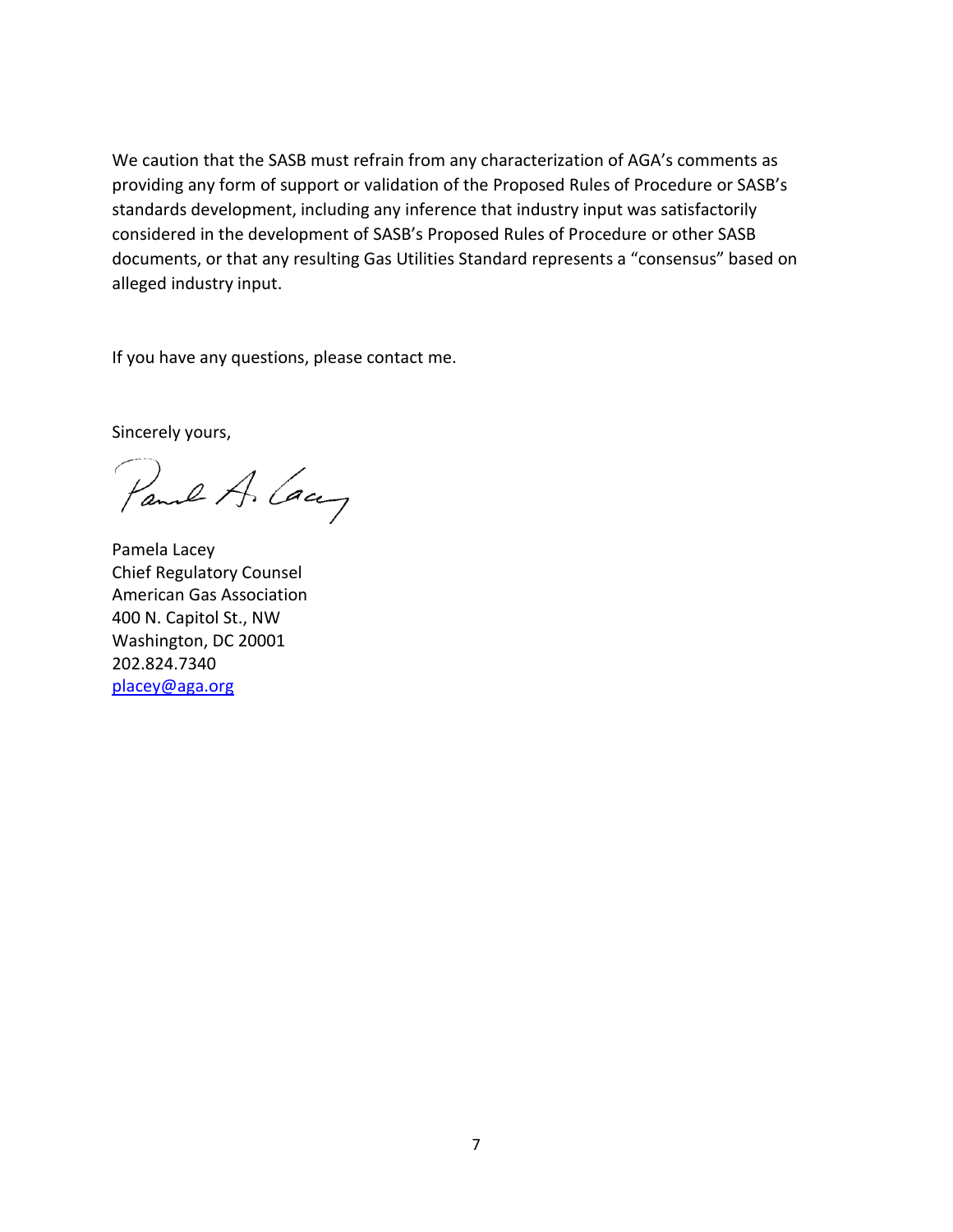We caution that the SASB must refrain from any characterization of AGA's comments as providing any form of support or validation of the Proposed Rules of Procedure or SASB's standards development, including any inference that industry input was satisfactorily considered in the development of SASB's Proposed Rules of Procedure or other SASB documents, or that any resulting Gas Utilities Standard represents a "consensus" based on alleged industry input.

If you have any questions, please contact me.

Sincerely yours,

Pamela Lacey
Chief Regulatory Counsel
American Gas Association
400 N. Capitol St., NW
Washington, DC 20001
202.824.7340
placey@aga.org